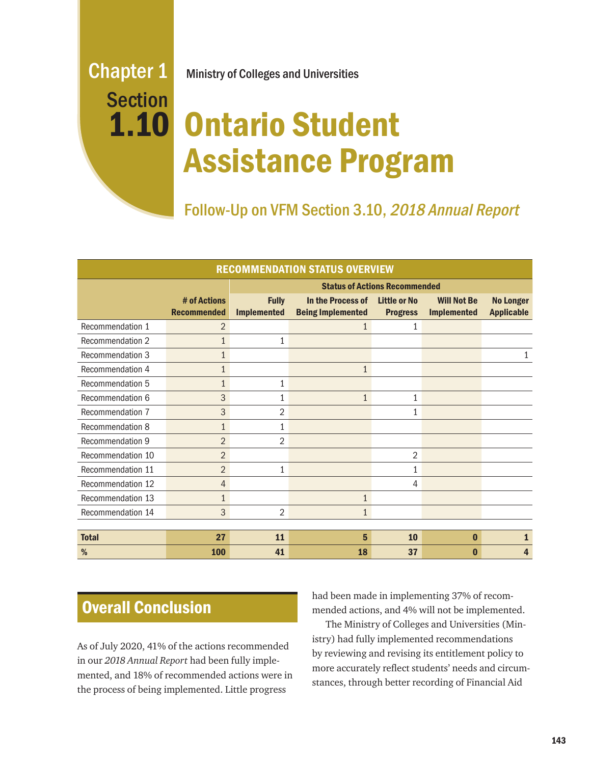Chapter 1
Section
1.10

Ministry of Colleges and Universities

# Ontario Student Assistance Program

## Follow-Up on VFM Section 3.10, *2018 Annual Report*

**RECOMMENDATION STATUS OVERVIEW**

| | | Status of Actions Recommended | | | | |
|---|---|---|---|---|---|---|
| | **# of Actions Recommended** | **Fully Implemented** | **In the Process of Being Implemented** | **Little or No Progress** | **Will Not Be Implemented** | **No Longer Applicable** |
| Recommendation 1 | 2 | | 1 | 1 | | |
| Recommendation 2 | 1 | 1 | | | | |
| Recommendation 3 | 1 | | | | | 1 |
| Recommendation 4 | 1 | | 1 | | | |
| Recommendation 5 | 1 | 1 | | | | |
| Recommendation 6 | 3 | 1 | 1 | 1 | | |
| Recommendation 7 | 3 | 2 | | 1 | | |
| Recommendation 8 | 1 | 1 | | | | |
| Recommendation 9 | 2 | 2 | | | | |
| Recommendation 10 | 2 | | | 2 | | |
| Recommendation 11 | 2 | 1 | | 1 | | |
| Recommendation 12 | 4 | | | 4 | | |
| Recommendation 13 | 1 | | 1 | | | |
| Recommendation 14 | 3 | 2 | 1 | | | |
| **Total** | **27** | **11** | **5** | **10** | **0** | **1** |
| **%** | **100** | **41** | **18** | **37** | **0** | **4** |

## Overall Conclusion

As of July 2020, 41% of the actions recommended in our *2018 Annual Report* had been fully implemented, and 18% of recommended actions were in the process of being implemented. Little progress had been made in implementing 37% of recommended actions, and 4% will not be implemented.

The Ministry of Colleges and Universities (Ministry) had fully implemented recommendations by reviewing and revising its entitlement policy to more accurately reflect students' needs and circumstances, through better recording of Financial Aid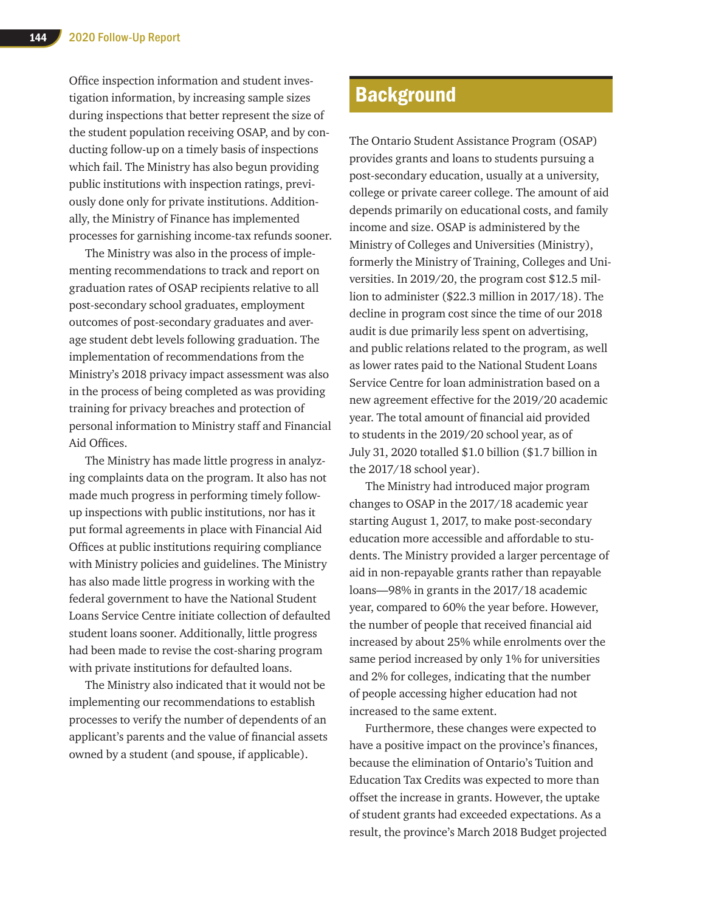Office inspection information and student investigation information, by increasing sample sizes during inspections that better represent the size of the student population receiving OSAP, and by conducting follow-up on a timely basis of inspections which fail. The Ministry has also begun providing public institutions with inspection ratings, previously done only for private institutions. Additionally, the Ministry of Finance has implemented processes for garnishing income-tax refunds sooner.

The Ministry was also in the process of implementing recommendations to track and report on graduation rates of OSAP recipients relative to all post-secondary school graduates, employment outcomes of post-secondary graduates and average student debt levels following graduation. The implementation of recommendations from the Ministry's 2018 privacy impact assessment was also in the process of being completed as was providing training for privacy breaches and protection of personal information to Ministry staff and Financial Aid Offices.

The Ministry has made little progress in analyzing complaints data on the program. It also has not made much progress in performing timely follow-up inspections with public institutions, nor has it put formal agreements in place with Financial Aid Offices at public institutions requiring compliance with Ministry policies and guidelines. The Ministry has also made little progress in working with the federal government to have the National Student Loans Service Centre initiate collection of defaulted student loans sooner. Additionally, little progress had been made to revise the cost-sharing program with private institutions for defaulted loans.

The Ministry also indicated that it would not be implementing our recommendations to establish processes to verify the number of dependents of an applicant's parents and the value of financial assets owned by a student (and spouse, if applicable).

## Background

The Ontario Student Assistance Program (OSAP) provides grants and loans to students pursuing a post-secondary education, usually at a university, college or private career college. The amount of aid depends primarily on educational costs, and family income and size. OSAP is administered by the Ministry of Colleges and Universities (Ministry), formerly the Ministry of Training, Colleges and Universities. In 2019/20, the program cost $12.5 million to administer ($22.3 million in 2017/18). The decline in program cost since the time of our 2018 audit is due primarily less spent on advertising, and public relations related to the program, as well as lower rates paid to the National Student Loans Service Centre for loan administration based on a new agreement effective for the 2019/20 academic year. The total amount of financial aid provided to students in the 2019/20 school year, as of July 31, 2020 totalled $1.0 billion ($1.7 billion in the 2017/18 school year).

The Ministry had introduced major program changes to OSAP in the 2017/18 academic year starting August 1, 2017, to make post-secondary education more accessible and affordable to students. The Ministry provided a larger percentage of aid in non-repayable grants rather than repayable loans—98% in grants in the 2017/18 academic year, compared to 60% the year before. However, the number of people that received financial aid increased by about 25% while enrolments over the same period increased by only 1% for universities and 2% for colleges, indicating that the number of people accessing higher education had not increased to the same extent.

Furthermore, these changes were expected to have a positive impact on the province's finances, because the elimination of Ontario's Tuition and Education Tax Credits was expected to more than offset the increase in grants. However, the uptake of student grants had exceeded expectations. As a result, the province's March 2018 Budget projected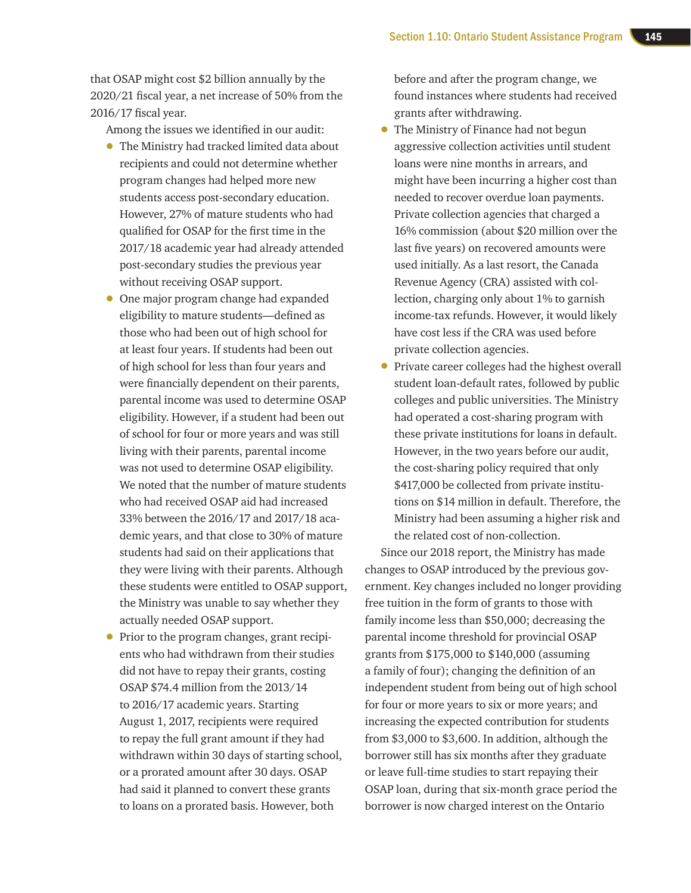that OSAP might cost $2 billion annually by the 2020/21 fiscal year, a net increase of 50% from the 2016/17 fiscal year.

Among the issues we identified in our audit:

- The Ministry had tracked limited data about recipients and could not determine whether program changes had helped more new students access post-secondary education. However, 27% of mature students who had qualified for OSAP for the first time in the 2017/18 academic year had already attended post-secondary studies the previous year without receiving OSAP support.
- One major program change had expanded eligibility to mature students—defined as those who had been out of high school for at least four years. If students had been out of high school for less than four years and were financially dependent on their parents, parental income was used to determine OSAP eligibility. However, if a student had been out of school for four or more years and was still living with their parents, parental income was not used to determine OSAP eligibility. We noted that the number of mature students who had received OSAP aid had increased 33% between the 2016/17 and 2017/18 academic years, and that close to 30% of mature students had said on their applications that they were living with their parents. Although these students were entitled to OSAP support, the Ministry was unable to say whether they actually needed OSAP support.
- Prior to the program changes, grant recipients who had withdrawn from their studies did not have to repay their grants, costing OSAP $74.4 million from the 2013/14 to 2016/17 academic years. Starting August 1, 2017, recipients were required to repay the full grant amount if they had withdrawn within 30 days of starting school, or a prorated amount after 30 days. OSAP had said it planned to convert these grants to loans on a prorated basis. However, both before and after the program change, we found instances where students had received grants after withdrawing.
- The Ministry of Finance had not begun aggressive collection activities until student loans were nine months in arrears, and might have been incurring a higher cost than needed to recover overdue loan payments. Private collection agencies that charged a 16% commission (about $20 million over the last five years) on recovered amounts were used initially. As a last resort, the Canada Revenue Agency (CRA) assisted with collection, charging only about 1% to garnish income-tax refunds. However, it would likely have cost less if the CRA was used before private collection agencies.
- Private career colleges had the highest overall student loan-default rates, followed by public colleges and public universities. The Ministry had operated a cost-sharing program with these private institutions for loans in default. However, in the two years before our audit, the cost-sharing policy required that only $417,000 be collected from private institutions on $14 million in default. Therefore, the Ministry had been assuming a higher risk and the related cost of non-collection.

Since our 2018 report, the Ministry has made changes to OSAP introduced by the previous government. Key changes included no longer providing free tuition in the form of grants to those with family income less than $50,000; decreasing the parental income threshold for provincial OSAP grants from $175,000 to $140,000 (assuming a family of four); changing the definition of an independent student from being out of high school for four or more years to six or more years; and increasing the expected contribution for students from $3,000 to $3,600. In addition, although the borrower still has six months after they graduate or leave full-time studies to start repaying their OSAP loan, during that six-month grace period the borrower is now charged interest on the Ontario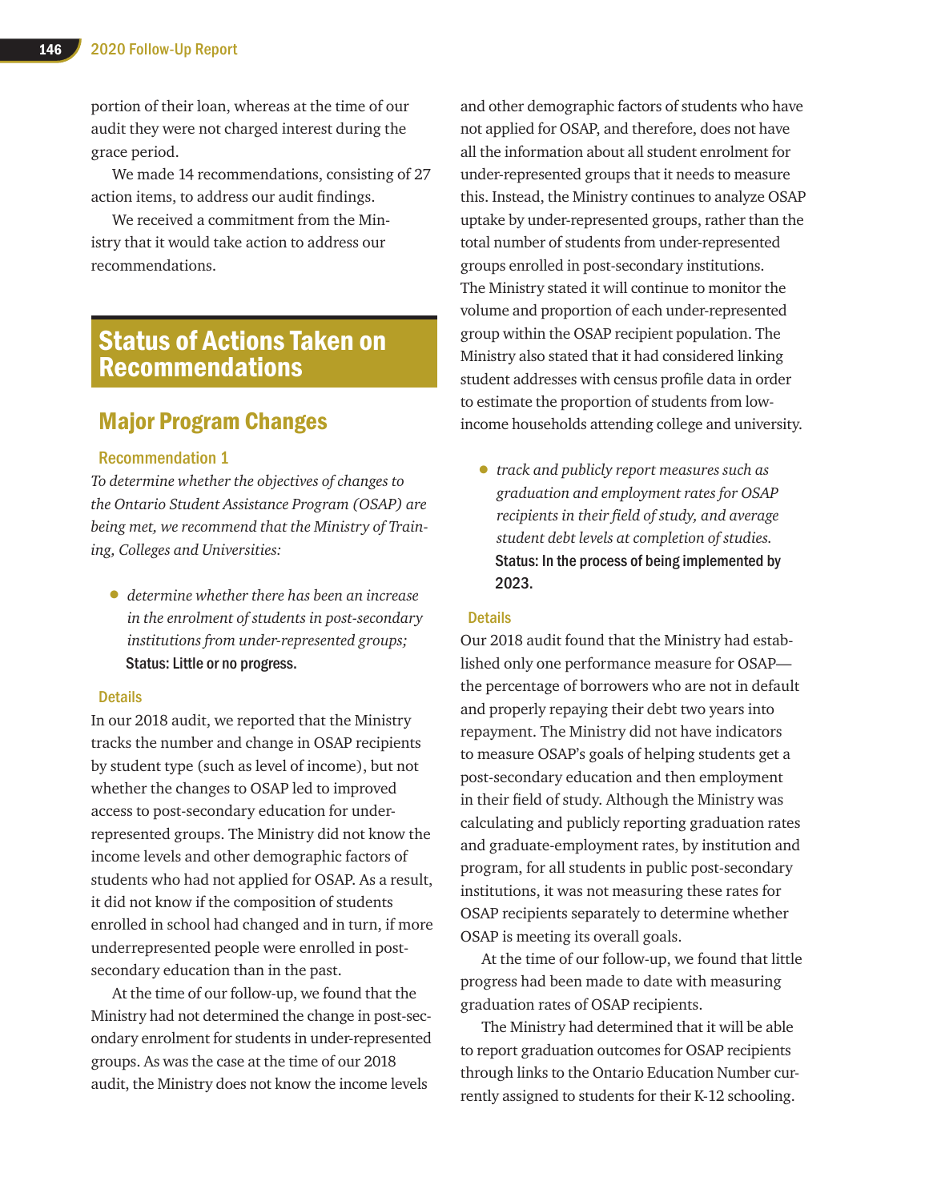portion of their loan, whereas at the time of our audit they were not charged interest during the grace period.

We made 14 recommendations, consisting of 27 action items, to address our audit findings.

We received a commitment from the Ministry that it would take action to address our recommendations.

# Status of Actions Taken on Recommendations

## Major Program Changes

### Recommendation 1

*To determine whether the objectives of changes to the Ontario Student Assistance Program (OSAP) are being met, we recommend that the Ministry of Training, Colleges and Universities:*

- *determine whether there has been an increase in the enrolment of students in post-secondary institutions from under-represented groups;*

  **Status: Little or no progress.**

#### Details

In our 2018 audit, we reported that the Ministry tracks the number and change in OSAP recipients by student type (such as level of income), but not whether the changes to OSAP led to improved access to post-secondary education for under-represented groups. The Ministry did not know the income levels and other demographic factors of students who had not applied for OSAP. As a result, it did not know if the composition of students enrolled in school had changed and in turn, if more underrepresented people were enrolled in post-secondary education than in the past.

At the time of our follow-up, we found that the Ministry had not determined the change in post-secondary enrolment for students in under-represented groups. As was the case at the time of our 2018 audit, the Ministry does not know the income levels and other demographic factors of students who have not applied for OSAP, and therefore, does not have all the information about all student enrolment for under-represented groups that it needs to measure this. Instead, the Ministry continues to analyze OSAP uptake by under-represented groups, rather than the total number of students from under-represented groups enrolled in post-secondary institutions. The Ministry stated it will continue to monitor the volume and proportion of each under-represented group within the OSAP recipient population. The Ministry also stated that it had considered linking student addresses with census profile data in order to estimate the proportion of students from low-income households attending college and university.

- *track and publicly report measures such as graduation and employment rates for OSAP recipients in their field of study, and average student debt levels at completion of studies.*

  **Status: In the process of being implemented by 2023.**

#### Details

Our 2018 audit found that the Ministry had established only one performance measure for OSAP—the percentage of borrowers who are not in default and properly repaying their debt two years into repayment. The Ministry did not have indicators to measure OSAP's goals of helping students get a post-secondary education and then employment in their field of study. Although the Ministry was calculating and publicly reporting graduation rates and graduate-employment rates, by institution and program, for all students in public post-secondary institutions, it was not measuring these rates for OSAP recipients separately to determine whether OSAP is meeting its overall goals.

At the time of our follow-up, we found that little progress had been made to date with measuring graduation rates of OSAP recipients.

The Ministry had determined that it will be able to report graduation outcomes for OSAP recipients through links to the Ontario Education Number currently assigned to students for their K-12 schooling.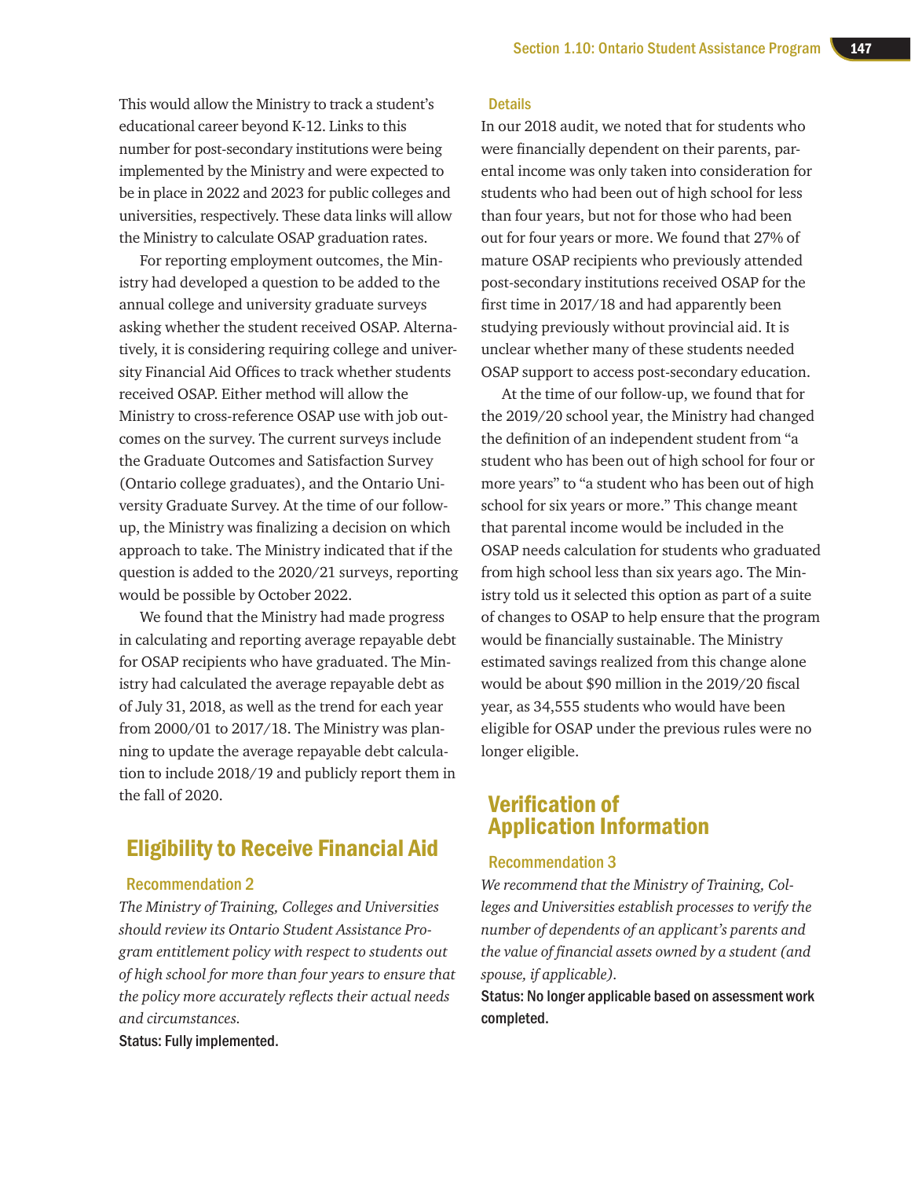This would allow the Ministry to track a student's educational career beyond K-12. Links to this number for post-secondary institutions were being implemented by the Ministry and were expected to be in place in 2022 and 2023 for public colleges and universities, respectively. These data links will allow the Ministry to calculate OSAP graduation rates.

For reporting employment outcomes, the Ministry had developed a question to be added to the annual college and university graduate surveys asking whether the student received OSAP. Alternatively, it is considering requiring college and university Financial Aid Offices to track whether students received OSAP. Either method will allow the Ministry to cross-reference OSAP use with job outcomes on the survey. The current surveys include the Graduate Outcomes and Satisfaction Survey (Ontario college graduates), and the Ontario University Graduate Survey. At the time of our follow-up, the Ministry was finalizing a decision on which approach to take. The Ministry indicated that if the question is added to the 2020/21 surveys, reporting would be possible by October 2022.

We found that the Ministry had made progress in calculating and reporting average repayable debt for OSAP recipients who have graduated. The Ministry had calculated the average repayable debt as of July 31, 2018, as well as the trend for each year from 2000/01 to 2017/18. The Ministry was planning to update the average repayable debt calculation to include 2018/19 and publicly report them in the fall of 2020.

## Eligibility to Receive Financial Aid

### Recommendation 2

*The Ministry of Training, Colleges and Universities should review its Ontario Student Assistance Program entitlement policy with respect to students out of high school for more than four years to ensure that the policy more accurately reflects their actual needs and circumstances.*

**Status: Fully implemented.**

### Details

In our 2018 audit, we noted that for students who were financially dependent on their parents, parental income was only taken into consideration for students who had been out of high school for less than four years, but not for those who had been out for four years or more. We found that 27% of mature OSAP recipients who previously attended post-secondary institutions received OSAP for the first time in 2017/18 and had apparently been studying previously without provincial aid. It is unclear whether many of these students needed OSAP support to access post-secondary education.

At the time of our follow-up, we found that for the 2019/20 school year, the Ministry had changed the definition of an independent student from "a student who has been out of high school for four or more years" to "a student who has been out of high school for six years or more." This change meant that parental income would be included in the OSAP needs calculation for students who graduated from high school less than six years ago. The Ministry told us it selected this option as part of a suite of changes to OSAP to help ensure that the program would be financially sustainable. The Ministry estimated savings realized from this change alone would be about $90 million in the 2019/20 fiscal year, as 34,555 students who would have been eligible for OSAP under the previous rules were no longer eligible.

## Verification of Application Information

### Recommendation 3

*We recommend that the Ministry of Training, Colleges and Universities establish processes to verify the number of dependents of an applicant's parents and the value of financial assets owned by a student (and spouse, if applicable).*

**Status: No longer applicable based on assessment work completed.**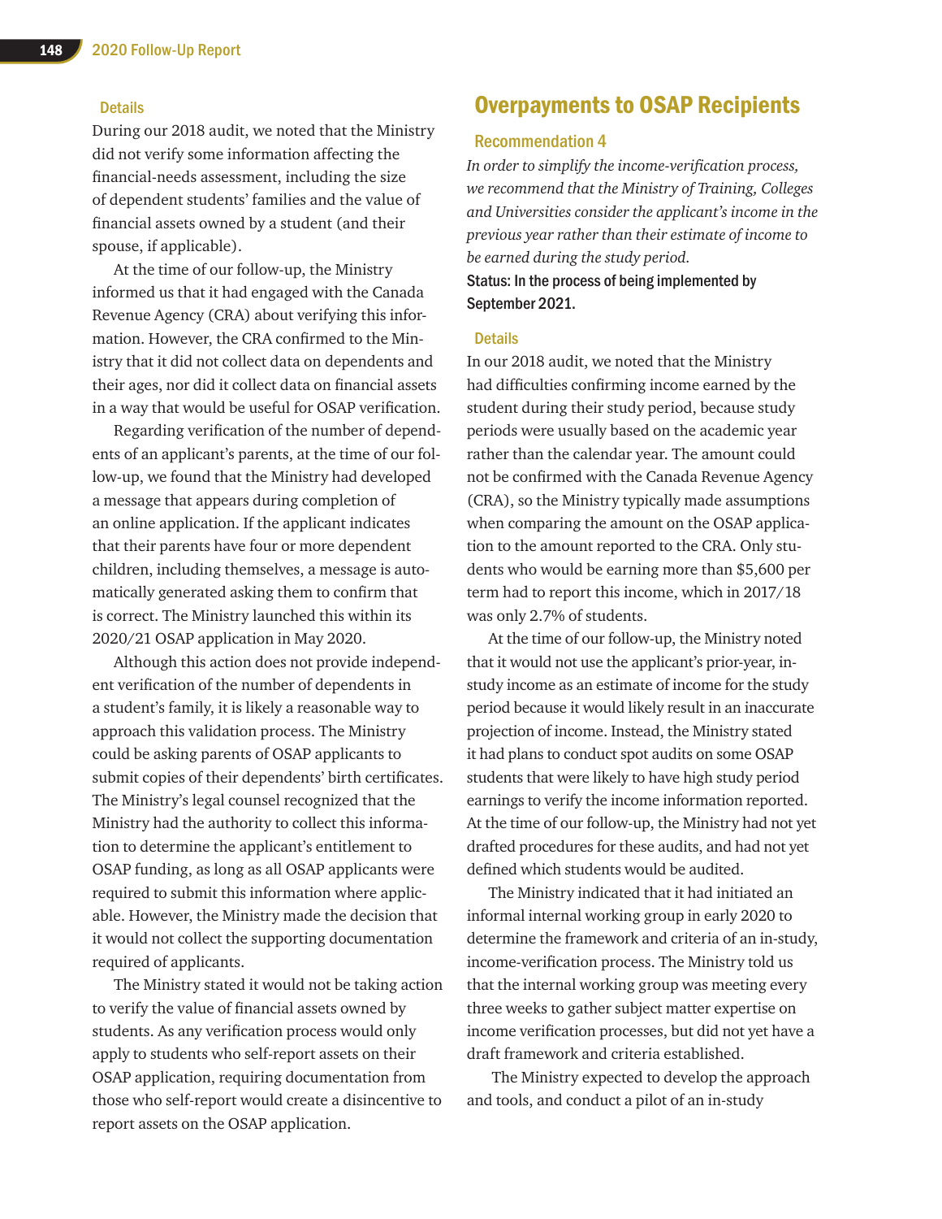#### Details

During our 2018 audit, we noted that the Ministry did not verify some information affecting the financial-needs assessment, including the size of dependent students' families and the value of financial assets owned by a student (and their spouse, if applicable).

At the time of our follow-up, the Ministry informed us that it had engaged with the Canada Revenue Agency (CRA) about verifying this information. However, the CRA confirmed to the Ministry that it did not collect data on dependents and their ages, nor did it collect data on financial assets in a way that would be useful for OSAP verification.

Regarding verification of the number of dependents of an applicant's parents, at the time of our follow-up, we found that the Ministry had developed a message that appears during completion of an online application. If the applicant indicates that their parents have four or more dependent children, including themselves, a message is automatically generated asking them to confirm that is correct. The Ministry launched this within its 2020/21 OSAP application in May 2020.

Although this action does not provide independent verification of the number of dependents in a student's family, it is likely a reasonable way to approach this validation process. The Ministry could be asking parents of OSAP applicants to submit copies of their dependents' birth certificates. The Ministry's legal counsel recognized that the Ministry had the authority to collect this information to determine the applicant's entitlement to OSAP funding, as long as all OSAP applicants were required to submit this information where applicable. However, the Ministry made the decision that it would not collect the supporting documentation required of applicants.

The Ministry stated it would not be taking action to verify the value of financial assets owned by students. As any verification process would only apply to students who self-report assets on their OSAP application, requiring documentation from those who self-report would create a disincentive to report assets on the OSAP application.

## Overpayments to OSAP Recipients

### Recommendation 4

*In order to simplify the income-verification process, we recommend that the Ministry of Training, Colleges and Universities consider the applicant's income in the previous year rather than their estimate of income to be earned during the study period.*

**Status: In the process of being implemented by September 2021.**

#### Details

In our 2018 audit, we noted that the Ministry had difficulties confirming income earned by the student during their study period, because study periods were usually based on the academic year rather than the calendar year. The amount could not be confirmed with the Canada Revenue Agency (CRA), so the Ministry typically made assumptions when comparing the amount on the OSAP application to the amount reported to the CRA. Only students who would be earning more than $5,600 per term had to report this income, which in 2017/18 was only 2.7% of students.

At the time of our follow-up, the Ministry noted that it would not use the applicant's prior-year, in-study income as an estimate of income for the study period because it would likely result in an inaccurate projection of income. Instead, the Ministry stated it had plans to conduct spot audits on some OSAP students that were likely to have high study period earnings to verify the income information reported. At the time of our follow-up, the Ministry had not yet drafted procedures for these audits, and had not yet defined which students would be audited.

The Ministry indicated that it had initiated an informal internal working group in early 2020 to determine the framework and criteria of an in-study, income-verification process. The Ministry told us that the internal working group was meeting every three weeks to gather subject matter expertise on income verification processes, but did not yet have a draft framework and criteria established.

The Ministry expected to develop the approach and tools, and conduct a pilot of an in-study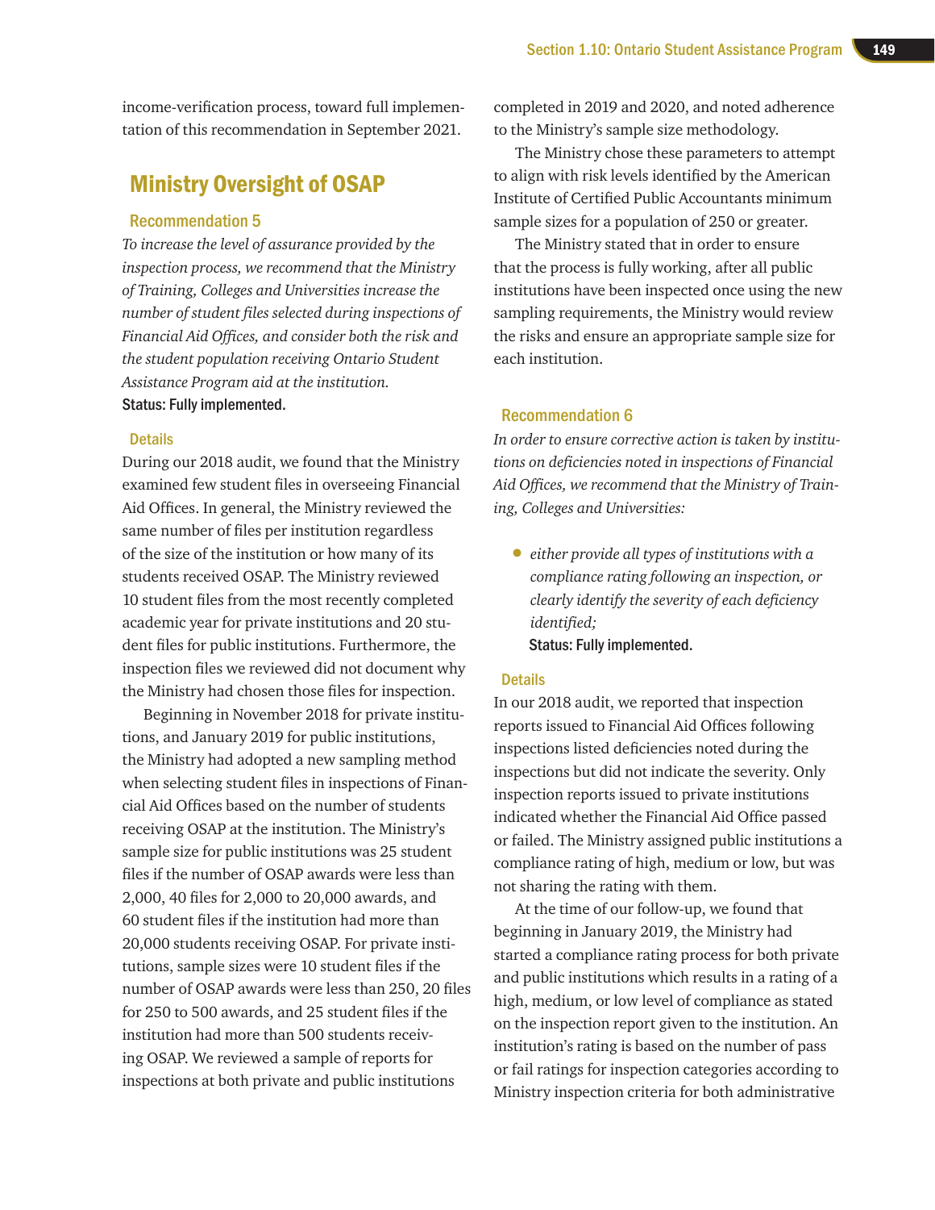income-verification process, toward full implementation of this recommendation in September 2021.

## Ministry Oversight of OSAP

### Recommendation 5

*To increase the level of assurance provided by the inspection process, we recommend that the Ministry of Training, Colleges and Universities increase the number of student files selected during inspections of Financial Aid Offices, and consider both the risk and the student population receiving Ontario Student Assistance Program aid at the institution.*

**Status: Fully implemented.**

#### Details

During our 2018 audit, we found that the Ministry examined few student files in overseeing Financial Aid Offices. In general, the Ministry reviewed the same number of files per institution regardless of the size of the institution or how many of its students received OSAP. The Ministry reviewed 10 student files from the most recently completed academic year for private institutions and 20 student files for public institutions. Furthermore, the inspection files we reviewed did not document why the Ministry had chosen those files for inspection.

Beginning in November 2018 for private institutions, and January 2019 for public institutions, the Ministry had adopted a new sampling method when selecting student files in inspections of Financial Aid Offices based on the number of students receiving OSAP at the institution. The Ministry's sample size for public institutions was 25 student files if the number of OSAP awards were less than 2,000, 40 files for 2,000 to 20,000 awards, and 60 student files if the institution had more than 20,000 students receiving OSAP. For private institutions, sample sizes were 10 student files if the number of OSAP awards were less than 250, 20 files for 250 to 500 awards, and 25 student files if the institution had more than 500 students receiving OSAP. We reviewed a sample of reports for inspections at both private and public institutions completed in 2019 and 2020, and noted adherence to the Ministry's sample size methodology.

The Ministry chose these parameters to attempt to align with risk levels identified by the American Institute of Certified Public Accountants minimum sample sizes for a population of 250 or greater.

The Ministry stated that in order to ensure that the process is fully working, after all public institutions have been inspected once using the new sampling requirements, the Ministry would review the risks and ensure an appropriate sample size for each institution.

### Recommendation 6

*In order to ensure corrective action is taken by institutions on deficiencies noted in inspections of Financial Aid Offices, we recommend that the Ministry of Training, Colleges and Universities:*

- *either provide all types of institutions with a compliance rating following an inspection, or clearly identify the severity of each deficiency identified;*

  **Status: Fully implemented.**

#### Details

In our 2018 audit, we reported that inspection reports issued to Financial Aid Offices following inspections listed deficiencies noted during the inspections but did not indicate the severity. Only inspection reports issued to private institutions indicated whether the Financial Aid Office passed or failed. The Ministry assigned public institutions a compliance rating of high, medium or low, but was not sharing the rating with them.

At the time of our follow-up, we found that beginning in January 2019, the Ministry had started a compliance rating process for both private and public institutions which results in a rating of a high, medium, or low level of compliance as stated on the inspection report given to the institution. An institution's rating is based on the number of pass or fail ratings for inspection categories according to Ministry inspection criteria for both administrative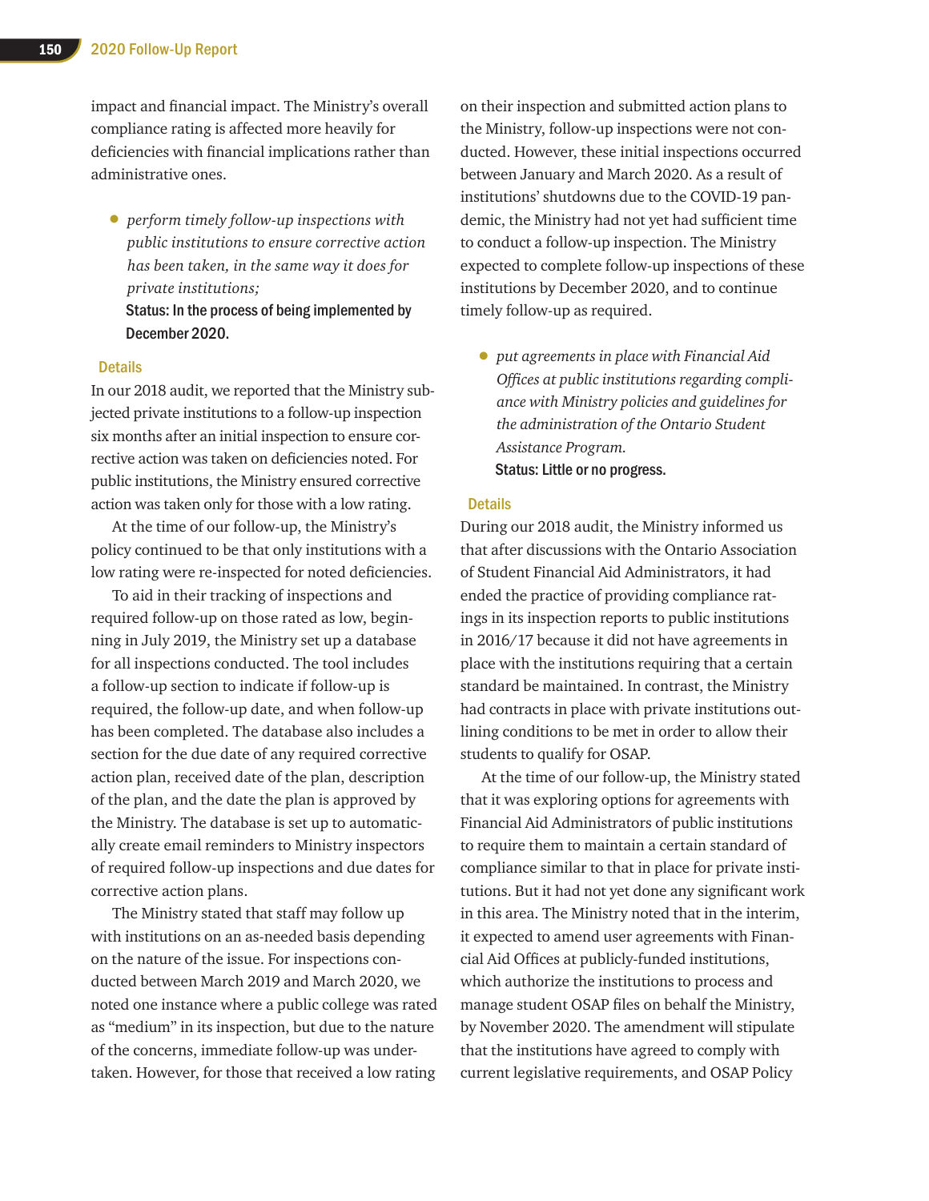impact and financial impact. The Ministry's overall compliance rating is affected more heavily for deficiencies with financial implications rather than administrative ones.

- *perform timely follow-up inspections with public institutions to ensure corrective action has been taken, in the same way it does for private institutions;*

  **Status: In the process of being implemented by December 2020.**

### Details

In our 2018 audit, we reported that the Ministry subjected private institutions to a follow-up inspection six months after an initial inspection to ensure corrective action was taken on deficiencies noted. For public institutions, the Ministry ensured corrective action was taken only for those with a low rating.

At the time of our follow-up, the Ministry's policy continued to be that only institutions with a low rating were re-inspected for noted deficiencies.

To aid in their tracking of inspections and required follow-up on those rated as low, beginning in July 2019, the Ministry set up a database for all inspections conducted. The tool includes a follow-up section to indicate if follow-up is required, the follow-up date, and when follow-up has been completed. The database also includes a section for the due date of any required corrective action plan, received date of the plan, description of the plan, and the date the plan is approved by the Ministry. The database is set up to automatically create email reminders to Ministry inspectors of required follow-up inspections and due dates for corrective action plans.

The Ministry stated that staff may follow up with institutions on an as-needed basis depending on the nature of the issue. For inspections conducted between March 2019 and March 2020, we noted one instance where a public college was rated as "medium" in its inspection, but due to the nature of the concerns, immediate follow-up was undertaken. However, for those that received a low rating on their inspection and submitted action plans to the Ministry, follow-up inspections were not conducted. However, these initial inspections occurred between January and March 2020. As a result of institutions' shutdowns due to the COVID-19 pandemic, the Ministry had not yet had sufficient time to conduct a follow-up inspection. The Ministry expected to complete follow-up inspections of these institutions by December 2020, and to continue timely follow-up as required.

- *put agreements in place with Financial Aid Offices at public institutions regarding compliance with Ministry policies and guidelines for the administration of the Ontario Student Assistance Program.*

  **Status: Little or no progress.**

### Details

During our 2018 audit, the Ministry informed us that after discussions with the Ontario Association of Student Financial Aid Administrators, it had ended the practice of providing compliance ratings in its inspection reports to public institutions in 2016/17 because it did not have agreements in place with the institutions requiring that a certain standard be maintained. In contrast, the Ministry had contracts in place with private institutions outlining conditions to be met in order to allow their students to qualify for OSAP.

At the time of our follow-up, the Ministry stated that it was exploring options for agreements with Financial Aid Administrators of public institutions to require them to maintain a certain standard of compliance similar to that in place for private institutions. But it had not yet done any significant work in this area. The Ministry noted that in the interim, it expected to amend user agreements with Financial Aid Offices at publicly-funded institutions, which authorize the institutions to process and manage student OSAP files on behalf the Ministry, by November 2020. The amendment will stipulate that the institutions have agreed to comply with current legislative requirements, and OSAP Policy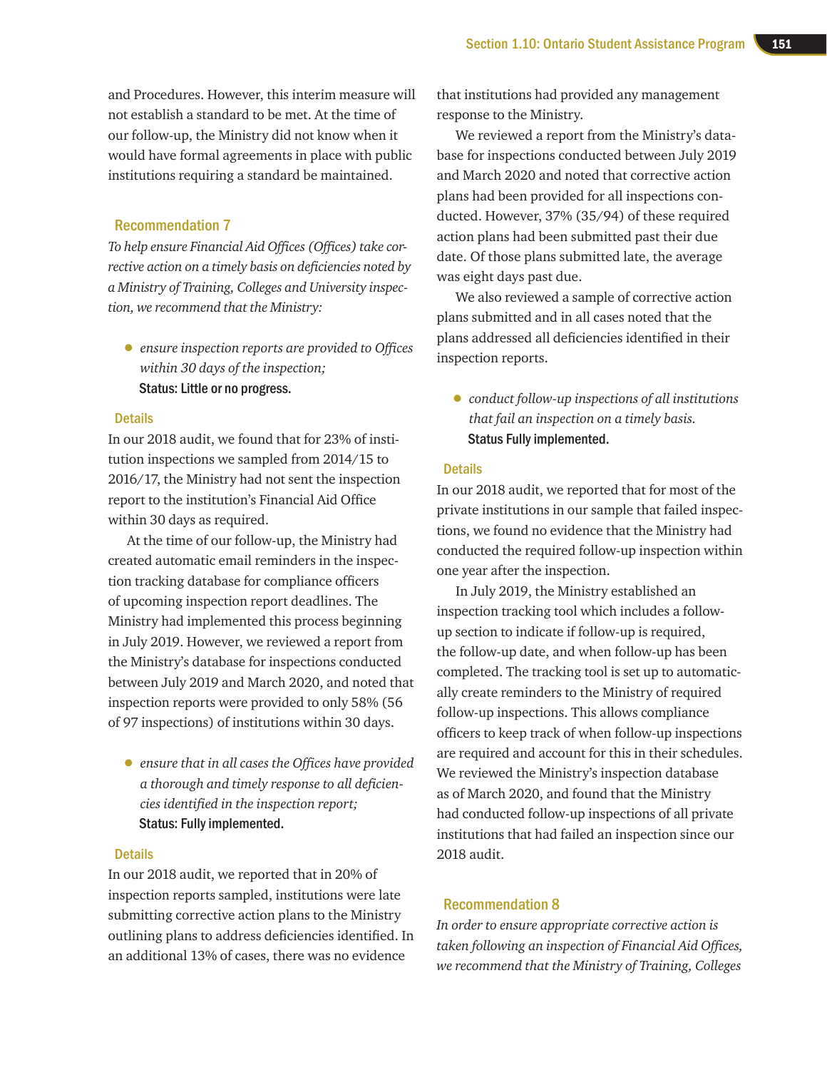and Procedures. However, this interim measure will not establish a standard to be met. At the time of our follow-up, the Ministry did not know when it would have formal agreements in place with public institutions requiring a standard be maintained.

### Recommendation 7

*To help ensure Financial Aid Offices (Offices) take corrective action on a timely basis on deficiencies noted by a Ministry of Training, Colleges and University inspection, we recommend that the Ministry:*

- *ensure inspection reports are provided to Offices within 30 days of the inspection;*
  **Status: Little or no progress.**

#### Details

In our 2018 audit, we found that for 23% of institution inspections we sampled from 2014/15 to 2016/17, the Ministry had not sent the inspection report to the institution's Financial Aid Office within 30 days as required.

At the time of our follow-up, the Ministry had created automatic email reminders in the inspection tracking database for compliance officers of upcoming inspection report deadlines. The Ministry had implemented this process beginning in July 2019. However, we reviewed a report from the Ministry's database for inspections conducted between July 2019 and March 2020, and noted that inspection reports were provided to only 58% (56 of 97 inspections) of institutions within 30 days.

- *ensure that in all cases the Offices have provided a thorough and timely response to all deficiencies identified in the inspection report;*
  **Status: Fully implemented.**

#### Details

In our 2018 audit, we reported that in 20% of inspection reports sampled, institutions were late submitting corrective action plans to the Ministry outlining plans to address deficiencies identified. In an additional 13% of cases, there was no evidence that institutions had provided any management response to the Ministry.

We reviewed a report from the Ministry's database for inspections conducted between July 2019 and March 2020 and noted that corrective action plans had been provided for all inspections conducted. However, 37% (35/94) of these required action plans had been submitted past their due date. Of those plans submitted late, the average was eight days past due.

We also reviewed a sample of corrective action plans submitted and in all cases noted that the plans addressed all deficiencies identified in their inspection reports.

- *conduct follow-up inspections of all institutions that fail an inspection on a timely basis.*
  **Status Fully implemented.**

#### Details

In our 2018 audit, we reported that for most of the private institutions in our sample that failed inspections, we found no evidence that the Ministry had conducted the required follow-up inspection within one year after the inspection.

In July 2019, the Ministry established an inspection tracking tool which includes a follow-up section to indicate if follow-up is required, the follow-up date, and when follow-up has been completed. The tracking tool is set up to automatically create reminders to the Ministry of required follow-up inspections. This allows compliance officers to keep track of when follow-up inspections are required and account for this in their schedules. We reviewed the Ministry's inspection database as of March 2020, and found that the Ministry had conducted follow-up inspections of all private institutions that had failed an inspection since our 2018 audit.

### Recommendation 8

*In order to ensure appropriate corrective action is taken following an inspection of Financial Aid Offices, we recommend that the Ministry of Training, Colleges*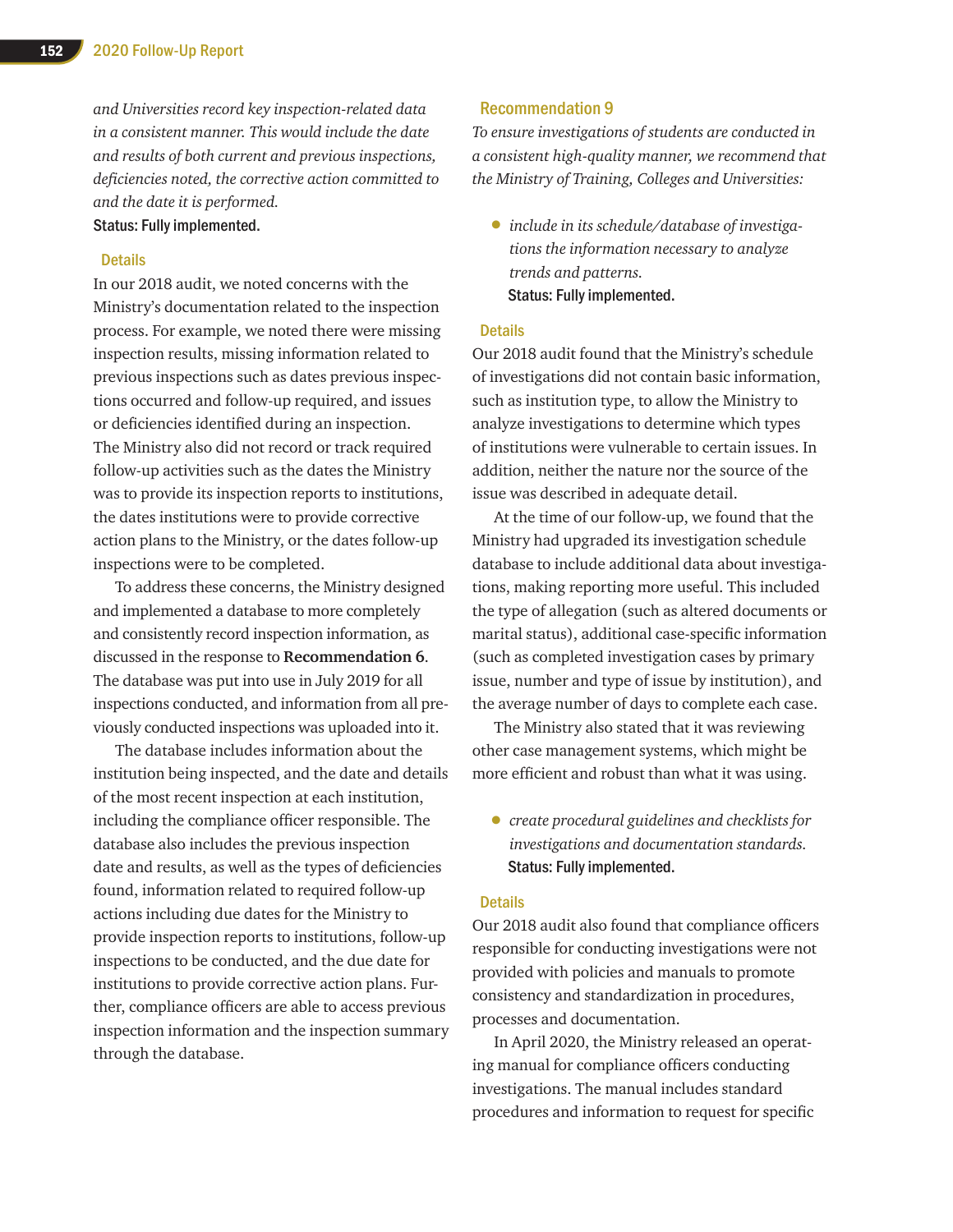*and Universities record key inspection-related data in a consistent manner. This would include the date and results of both current and previous inspections, deficiencies noted, the corrective action committed to and the date it is performed.*

**Status: Fully implemented.**

### Details

In our 2018 audit, we noted concerns with the Ministry's documentation related to the inspection process. For example, we noted there were missing inspection results, missing information related to previous inspections such as dates previous inspections occurred and follow-up required, and issues or deficiencies identified during an inspection. The Ministry also did not record or track required follow-up activities such as the dates the Ministry was to provide its inspection reports to institutions, the dates institutions were to provide corrective action plans to the Ministry, or the dates follow-up inspections were to be completed.

To address these concerns, the Ministry designed and implemented a database to more completely and consistently record inspection information, as discussed in the response to **Recommendation 6**. The database was put into use in July 2019 for all inspections conducted, and information from all previously conducted inspections was uploaded into it.

The database includes information about the institution being inspected, and the date and details of the most recent inspection at each institution, including the compliance officer responsible. The database also includes the previous inspection date and results, as well as the types of deficiencies found, information related to required follow-up actions including due dates for the Ministry to provide inspection reports to institutions, follow-up inspections to be conducted, and the due date for institutions to provide corrective action plans. Further, compliance officers are able to access previous inspection information and the inspection summary through the database.

## Recommendation 9

*To ensure investigations of students are conducted in a consistent high-quality manner, we recommend that the Ministry of Training, Colleges and Universities:*

- *include in its schedule/database of investigations the information necessary to analyze trends and patterns.*

  **Status: Fully implemented.**

### Details

Our 2018 audit found that the Ministry's schedule of investigations did not contain basic information, such as institution type, to allow the Ministry to analyze investigations to determine which types of institutions were vulnerable to certain issues. In addition, neither the nature nor the source of the issue was described in adequate detail.

At the time of our follow-up, we found that the Ministry had upgraded its investigation schedule database to include additional data about investigations, making reporting more useful. This included the type of allegation (such as altered documents or marital status), additional case-specific information (such as completed investigation cases by primary issue, number and type of issue by institution), and the average number of days to complete each case.

The Ministry also stated that it was reviewing other case management systems, which might be more efficient and robust than what it was using.

- *create procedural guidelines and checklists for investigations and documentation standards.*

  **Status: Fully implemented.**

### Details

Our 2018 audit also found that compliance officers responsible for conducting investigations were not provided with policies and manuals to promote consistency and standardization in procedures, processes and documentation.

In April 2020, the Ministry released an operating manual for compliance officers conducting investigations. The manual includes standard procedures and information to request for specific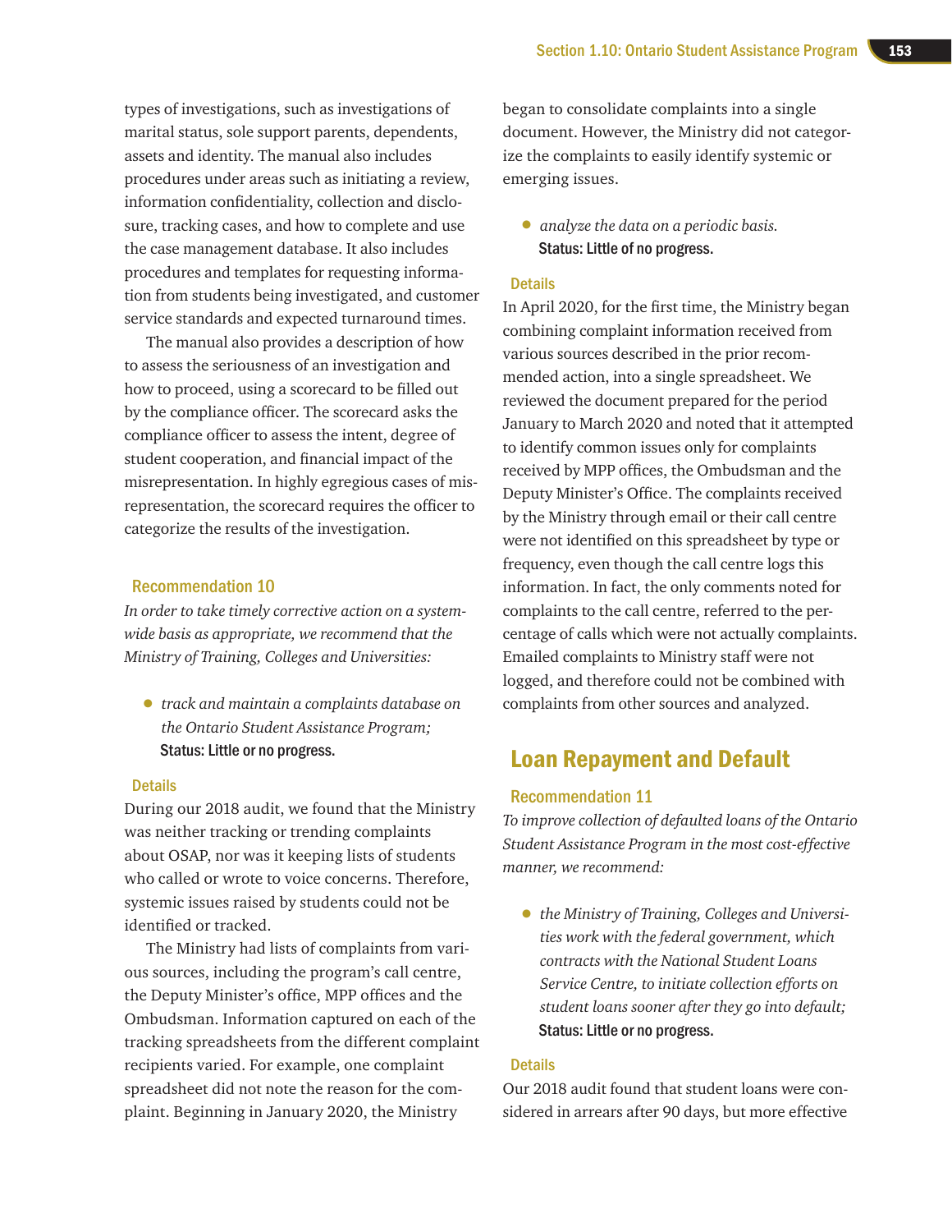types of investigations, such as investigations of marital status, sole support parents, dependents, assets and identity. The manual also includes procedures under areas such as initiating a review, information confidentiality, collection and disclosure, tracking cases, and how to complete and use the case management database. It also includes procedures and templates for requesting information from students being investigated, and customer service standards and expected turnaround times.

The manual also provides a description of how to assess the seriousness of an investigation and how to proceed, using a scorecard to be filled out by the compliance officer. The scorecard asks the compliance officer to assess the intent, degree of student cooperation, and financial impact of the misrepresentation. In highly egregious cases of misrepresentation, the scorecard requires the officer to categorize the results of the investigation.

### Recommendation 10

*In order to take timely corrective action on a system-wide basis as appropriate, we recommend that the Ministry of Training, Colleges and Universities:*

- *track and maintain a complaints database on the Ontario Student Assistance Program;*
  **Status: Little or no progress.**

#### Details

During our 2018 audit, we found that the Ministry was neither tracking or trending complaints about OSAP, nor was it keeping lists of students who called or wrote to voice concerns. Therefore, systemic issues raised by students could not be identified or tracked.

The Ministry had lists of complaints from various sources, including the program's call centre, the Deputy Minister's office, MPP offices and the Ombudsman. Information captured on each of the tracking spreadsheets from the different complaint recipients varied. For example, one complaint spreadsheet did not note the reason for the complaint. Beginning in January 2020, the Ministry began to consolidate complaints into a single document. However, the Ministry did not categorize the complaints to easily identify systemic or emerging issues.

- *analyze the data on a periodic basis.*
  **Status: Little of no progress.**

#### Details

In April 2020, for the first time, the Ministry began combining complaint information received from various sources described in the prior recommended action, into a single spreadsheet. We reviewed the document prepared for the period January to March 2020 and noted that it attempted to identify common issues only for complaints received by MPP offices, the Ombudsman and the Deputy Minister's Office. The complaints received by the Ministry through email or their call centre were not identified on this spreadsheet by type or frequency, even though the call centre logs this information. In fact, the only comments noted for complaints to the call centre, referred to the percentage of calls which were not actually complaints. Emailed complaints to Ministry staff were not logged, and therefore could not be combined with complaints from other sources and analyzed.

## Loan Repayment and Default

### Recommendation 11

*To improve collection of defaulted loans of the Ontario Student Assistance Program in the most cost-effective manner, we recommend:*

- *the Ministry of Training, Colleges and Universities work with the federal government, which contracts with the National Student Loans Service Centre, to initiate collection efforts on student loans sooner after they go into default;*
  **Status: Little or no progress.**

#### Details

Our 2018 audit found that student loans were considered in arrears after 90 days, but more effective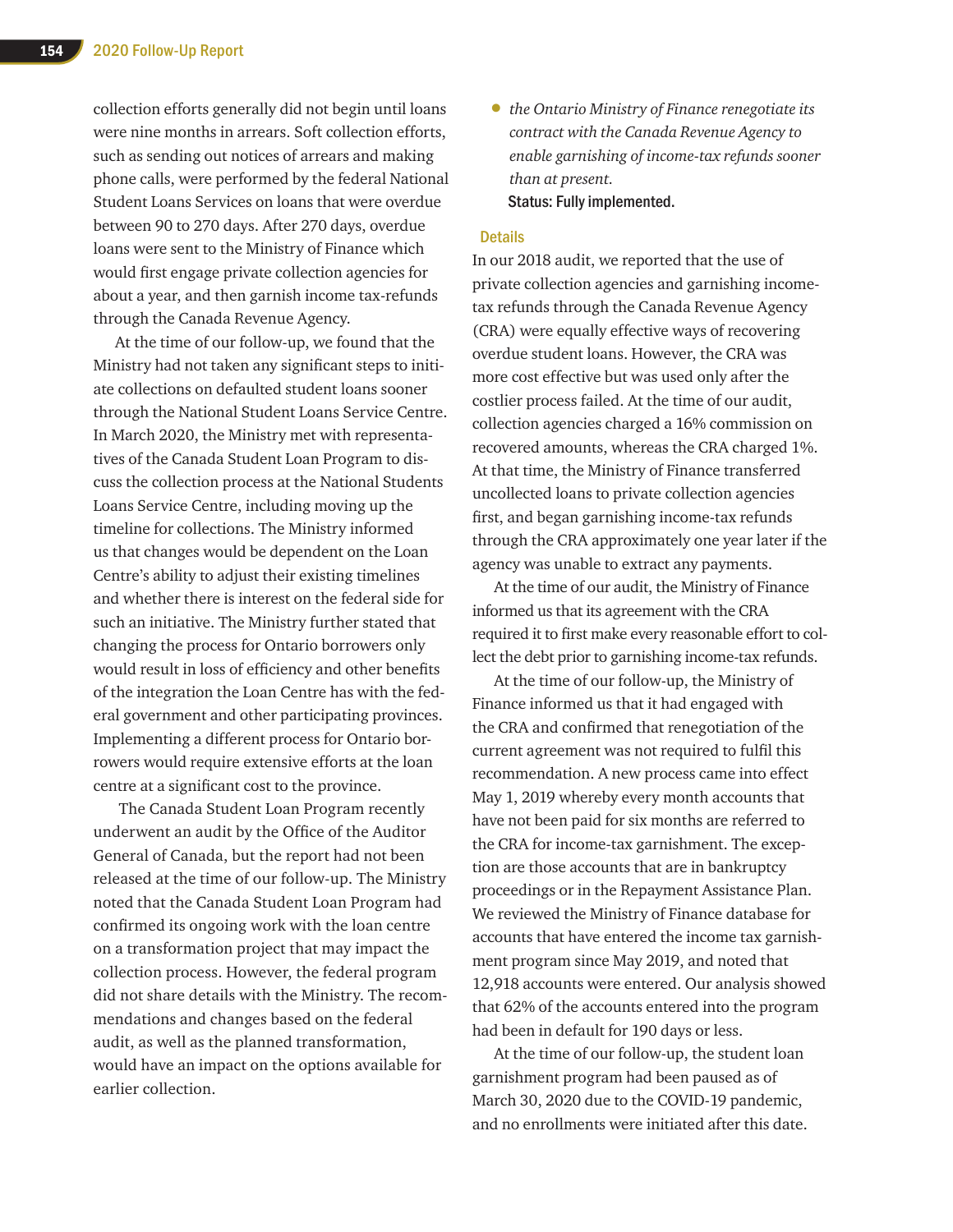collection efforts generally did not begin until loans were nine months in arrears. Soft collection efforts, such as sending out notices of arrears and making phone calls, were performed by the federal National Student Loans Services on loans that were overdue between 90 to 270 days. After 270 days, overdue loans were sent to the Ministry of Finance which would first engage private collection agencies for about a year, and then garnish income tax-refunds through the Canada Revenue Agency.

At the time of our follow-up, we found that the Ministry had not taken any significant steps to initiate collections on defaulted student loans sooner through the National Student Loans Service Centre. In March 2020, the Ministry met with representatives of the Canada Student Loan Program to discuss the collection process at the National Students Loans Service Centre, including moving up the timeline for collections. The Ministry informed us that changes would be dependent on the Loan Centre's ability to adjust their existing timelines and whether there is interest on the federal side for such an initiative. The Ministry further stated that changing the process for Ontario borrowers only would result in loss of efficiency and other benefits of the integration the Loan Centre has with the federal government and other participating provinces. Implementing a different process for Ontario borrowers would require extensive efforts at the loan centre at a significant cost to the province.

The Canada Student Loan Program recently underwent an audit by the Office of the Auditor General of Canada, but the report had not been released at the time of our follow-up. The Ministry noted that the Canada Student Loan Program had confirmed its ongoing work with the loan centre on a transformation project that may impact the collection process. However, the federal program did not share details with the Ministry. The recommendations and changes based on the federal audit, as well as the planned transformation, would have an impact on the options available for earlier collection.

- *the Ontario Ministry of Finance renegotiate its contract with the Canada Revenue Agency to enable garnishing of income-tax refunds sooner than at present.*

  **Status: Fully implemented.**

### Details

In our 2018 audit, we reported that the use of private collection agencies and garnishing income-tax refunds through the Canada Revenue Agency (CRA) were equally effective ways of recovering overdue student loans. However, the CRA was more cost effective but was used only after the costlier process failed. At the time of our audit, collection agencies charged a 16% commission on recovered amounts, whereas the CRA charged 1%. At that time, the Ministry of Finance transferred uncollected loans to private collection agencies first, and began garnishing income-tax refunds through the CRA approximately one year later if the agency was unable to extract any payments.

At the time of our audit, the Ministry of Finance informed us that its agreement with the CRA required it to first make every reasonable effort to collect the debt prior to garnishing income-tax refunds.

At the time of our follow-up, the Ministry of Finance informed us that it had engaged with the CRA and confirmed that renegotiation of the current agreement was not required to fulfil this recommendation. A new process came into effect May 1, 2019 whereby every month accounts that have not been paid for six months are referred to the CRA for income-tax garnishment. The exception are those accounts that are in bankruptcy proceedings or in the Repayment Assistance Plan. We reviewed the Ministry of Finance database for accounts that have entered the income tax garnishment program since May 2019, and noted that 12,918 accounts were entered. Our analysis showed that 62% of the accounts entered into the program had been in default for 190 days or less.

At the time of our follow-up, the student loan garnishment program had been paused as of March 30, 2020 due to the COVID-19 pandemic, and no enrollments were initiated after this date.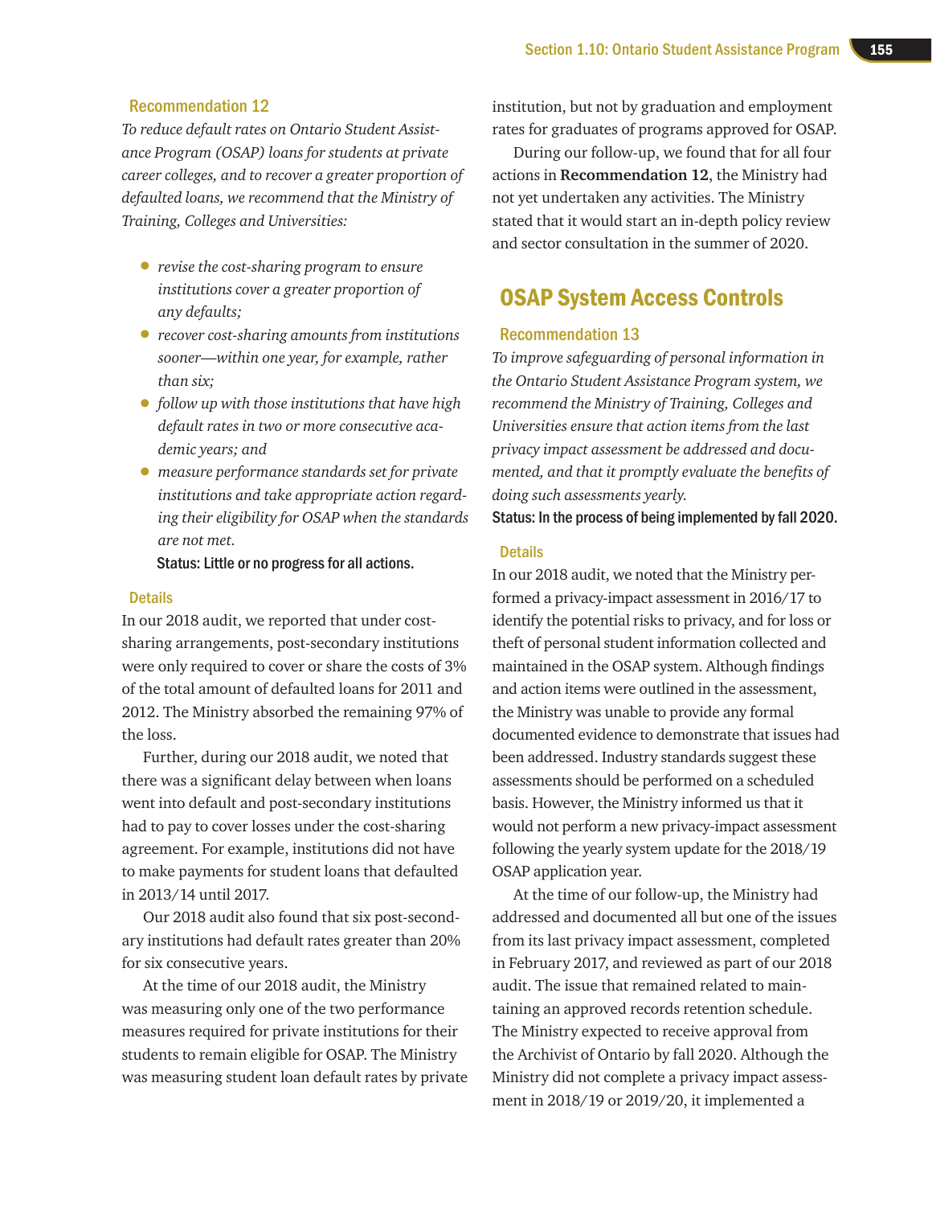### Recommendation 12

*To reduce default rates on Ontario Student Assistance Program (OSAP) loans for students at private career colleges, and to recover a greater proportion of defaulted loans, we recommend that the Ministry of Training, Colleges and Universities:*

- *revise the cost-sharing program to ensure institutions cover a greater proportion of any defaults;*
- *recover cost-sharing amounts from institutions sooner—within one year, for example, rather than six;*
- *follow up with those institutions that have high default rates in two or more consecutive academic years; and*
- *measure performance standards set for private institutions and take appropriate action regarding their eligibility for OSAP when the standards are not met.*

**Status: Little or no progress for all actions.**

#### Details

In our 2018 audit, we reported that under cost-sharing arrangements, post-secondary institutions were only required to cover or share the costs of 3% of the total amount of defaulted loans for 2011 and 2012. The Ministry absorbed the remaining 97% of the loss.

Further, during our 2018 audit, we noted that there was a significant delay between when loans went into default and post-secondary institutions had to pay to cover losses under the cost-sharing agreement. For example, institutions did not have to make payments for student loans that defaulted in 2013/14 until 2017.

Our 2018 audit also found that six post-secondary institutions had default rates greater than 20% for six consecutive years.

At the time of our 2018 audit, the Ministry was measuring only one of the two performance measures required for private institutions for their students to remain eligible for OSAP. The Ministry was measuring student loan default rates by private institution, but not by graduation and employment rates for graduates of programs approved for OSAP.

During our follow-up, we found that for all four actions in **Recommendation 12**, the Ministry had not yet undertaken any activities. The Ministry stated that it would start an in-depth policy review and sector consultation in the summer of 2020.

## OSAP System Access Controls

### Recommendation 13

*To improve safeguarding of personal information in the Ontario Student Assistance Program system, we recommend the Ministry of Training, Colleges and Universities ensure that action items from the last privacy impact assessment be addressed and documented, and that it promptly evaluate the benefits of doing such assessments yearly.*

**Status: In the process of being implemented by fall 2020.**

#### Details

In our 2018 audit, we noted that the Ministry performed a privacy-impact assessment in 2016/17 to identify the potential risks to privacy, and for loss or theft of personal student information collected and maintained in the OSAP system. Although findings and action items were outlined in the assessment, the Ministry was unable to provide any formal documented evidence to demonstrate that issues had been addressed. Industry standards suggest these assessments should be performed on a scheduled basis. However, the Ministry informed us that it would not perform a new privacy-impact assessment following the yearly system update for the 2018/19 OSAP application year.

At the time of our follow-up, the Ministry had addressed and documented all but one of the issues from its last privacy impact assessment, completed in February 2017, and reviewed as part of our 2018 audit. The issue that remained related to maintaining an approved records retention schedule. The Ministry expected to receive approval from the Archivist of Ontario by fall 2020. Although the Ministry did not complete a privacy impact assessment in 2018/19 or 2019/20, it implemented a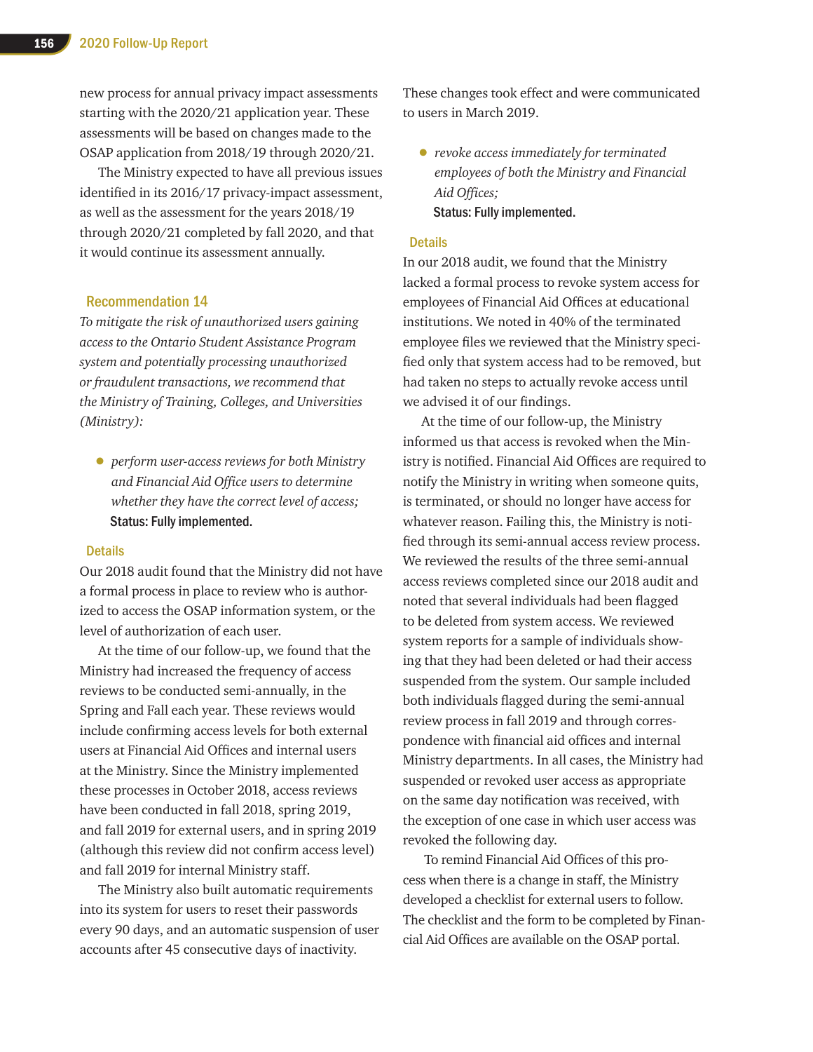new process for annual privacy impact assessments starting with the 2020/21 application year. These assessments will be based on changes made to the OSAP application from 2018/19 through 2020/21.

The Ministry expected to have all previous issues identified in its 2016/17 privacy-impact assessment, as well as the assessment for the years 2018/19 through 2020/21 completed by fall 2020, and that it would continue its assessment annually.

### Recommendation 14

*To mitigate the risk of unauthorized users gaining access to the Ontario Student Assistance Program system and potentially processing unauthorized or fraudulent transactions, we recommend that the Ministry of Training, Colleges, and Universities (Ministry):*

- *perform user-access reviews for both Ministry and Financial Aid Office users to determine whether they have the correct level of access;*

  **Status: Fully implemented.**

#### Details

Our 2018 audit found that the Ministry did not have a formal process in place to review who is authorized to access the OSAP information system, or the level of authorization of each user.

At the time of our follow-up, we found that the Ministry had increased the frequency of access reviews to be conducted semi-annually, in the Spring and Fall each year. These reviews would include confirming access levels for both external users at Financial Aid Offices and internal users at the Ministry. Since the Ministry implemented these processes in October 2018, access reviews have been conducted in fall 2018, spring 2019, and fall 2019 for external users, and in spring 2019 (although this review did not confirm access level) and fall 2019 for internal Ministry staff.

The Ministry also built automatic requirements into its system for users to reset their passwords every 90 days, and an automatic suspension of user accounts after 45 consecutive days of inactivity. These changes took effect and were communicated to users in March 2019.

- *revoke access immediately for terminated employees of both the Ministry and Financial Aid Offices;*

  **Status: Fully implemented.**

#### Details

In our 2018 audit, we found that the Ministry lacked a formal process to revoke system access for employees of Financial Aid Offices at educational institutions. We noted in 40% of the terminated employee files we reviewed that the Ministry specified only that system access had to be removed, but had taken no steps to actually revoke access until we advised it of our findings.

At the time of our follow-up, the Ministry informed us that access is revoked when the Ministry is notified. Financial Aid Offices are required to notify the Ministry in writing when someone quits, is terminated, or should no longer have access for whatever reason. Failing this, the Ministry is notified through its semi-annual access review process. We reviewed the results of the three semi-annual access reviews completed since our 2018 audit and noted that several individuals had been flagged to be deleted from system access. We reviewed system reports for a sample of individuals showing that they had been deleted or had their access suspended from the system. Our sample included both individuals flagged during the semi-annual review process in fall 2019 and through correspondence with financial aid offices and internal Ministry departments. In all cases, the Ministry had suspended or revoked user access as appropriate on the same day notification was received, with the exception of one case in which user access was revoked the following day.

To remind Financial Aid Offices of this process when there is a change in staff, the Ministry developed a checklist for external users to follow. The checklist and the form to be completed by Financial Aid Offices are available on the OSAP portal.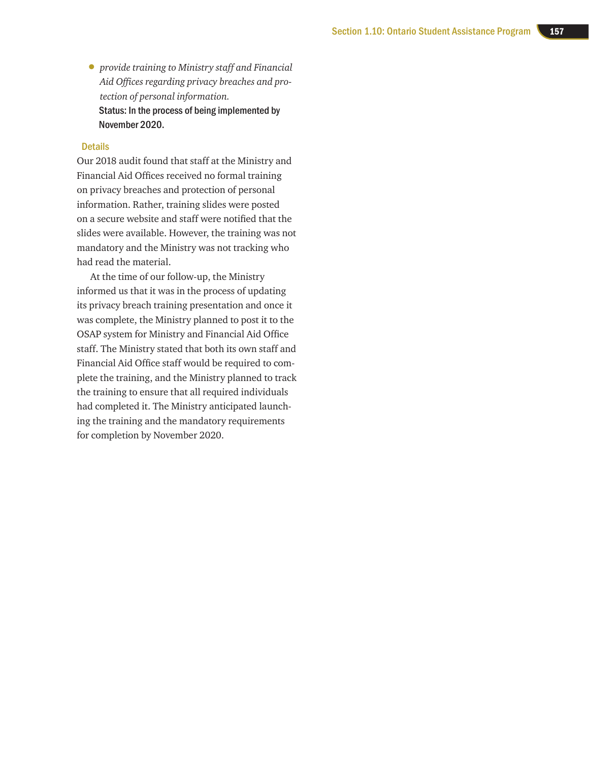- *provide training to Ministry staff and Financial Aid Offices regarding privacy breaches and protection of personal information.*

  **Status: In the process of being implemented by November 2020.**

### Details

Our 2018 audit found that staff at the Ministry and Financial Aid Offices received no formal training on privacy breaches and protection of personal information. Rather, training slides were posted on a secure website and staff were notified that the slides were available. However, the training was not mandatory and the Ministry was not tracking who had read the material.

At the time of our follow-up, the Ministry informed us that it was in the process of updating its privacy breach training presentation and once it was complete, the Ministry planned to post it to the OSAP system for Ministry and Financial Aid Office staff. The Ministry stated that both its own staff and Financial Aid Office staff would be required to complete the training, and the Ministry planned to track the training to ensure that all required individuals had completed it. The Ministry anticipated launching the training and the mandatory requirements for completion by November 2020.